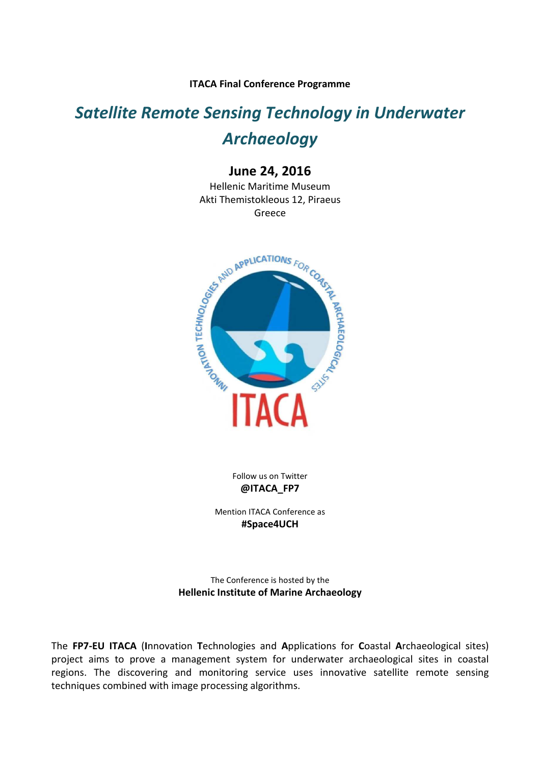**ITACA Final Conference Programme**

# *Satellite Remote Sensing Technology in Underwater Archaeology*

## June 24, 2016

Hellenic Maritime Museum
Akti Themistokleous 12, Piraeus
Greece

Follow us on Twitter
**@ITACA_FP7**

Mention ITACA Conference as
**#Space4UCH**

The Conference is hosted by the
**Hellenic Institute of Marine Archaeology**

The **FP7-EU ITACA** (**I**nnovation **T**echnologies and **A**pplications for **C**oastal **A**rchaeological sites) project aims to prove a management system for underwater archaeological sites in coastal regions. The discovering and monitoring service uses innovative satellite remote sensing techniques combined with image processing algorithms.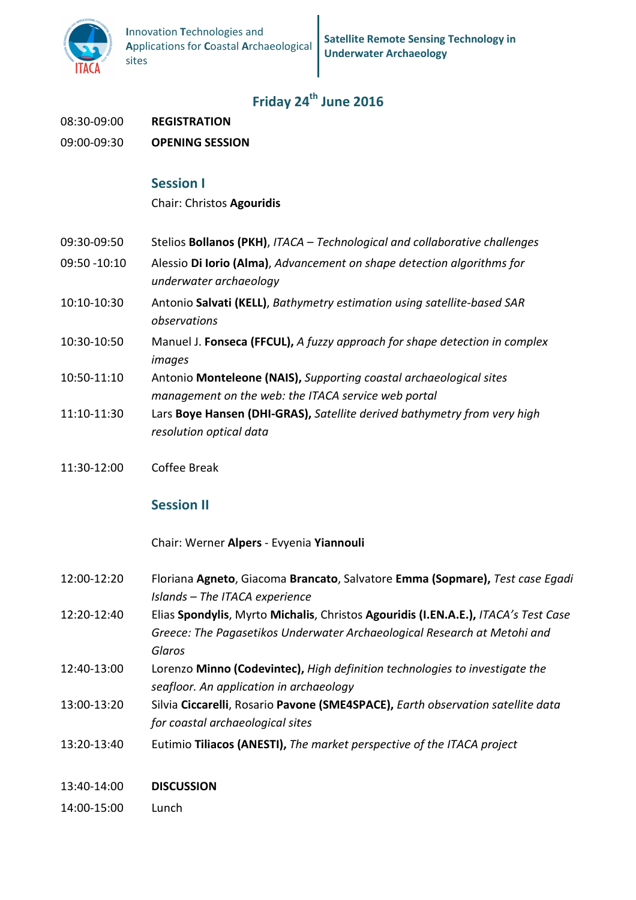## Friday 24th June 2016

08:30-09:00 **REGISTRATION**

09:00-09:30 **OPENING SESSION**

### Session I

Chair: Christos **Agouridis**

09:30-09:50 Stelios **Bollanos (PKH)**, *ITACA – Technological and collaborative challenges*

09:50 -10:10 Alessio **Di Iorio (Alma)**, *Advancement on shape detection algorithms for underwater archaeology*

10:10-10:30 Antonio **Salvati (KELL)**, *Bathymetry estimation using satellite-based SAR observations*

10:30-10:50 Manuel J. **Fonseca (FFCUL),** *A fuzzy approach for shape detection in complex images*

10:50-11:10 Antonio **Monteleone (NAIS),** *Supporting coastal archaeological sites management on the web: the ITACA service web portal*

11:10-11:30 Lars **Boye Hansen (DHI-GRAS),** *Satellite derived bathymetry from very high resolution optical data*

11:30-12:00 Coffee Break

### Session II

Chair: Werner **Alpers** - Evyenia **Yiannouli**

12:00-12:20 Floriana **Agneto**, Giacoma **Brancato**, Salvatore **Emma (Sopmare),** *Test case Egadi Islands – The ITACA experience*

12:20-12:40 Elias **Spondylis**, Myrto **Michalis**, Christos **Agouridis (I.EN.A.E.),** *ITACA's Test Case Greece: The Pagasetikos Underwater Archaeological Research at Metohi and Glaros*

12:40-13:00 Lorenzo **Minno (Codevintec),** *High definition technologies to investigate the seafloor. An application in archaeology*

13:00-13:20 Silvia **Ciccarelli**, Rosario **Pavone (SME4SPACE),** *Earth observation satellite data for coastal archaeological sites*

13:20-13:40 Eutimio **Tiliacos (ANESTI),** *The market perspective of the ITACA project*

13:40-14:00 **DISCUSSION**

14:00-15:00 Lunch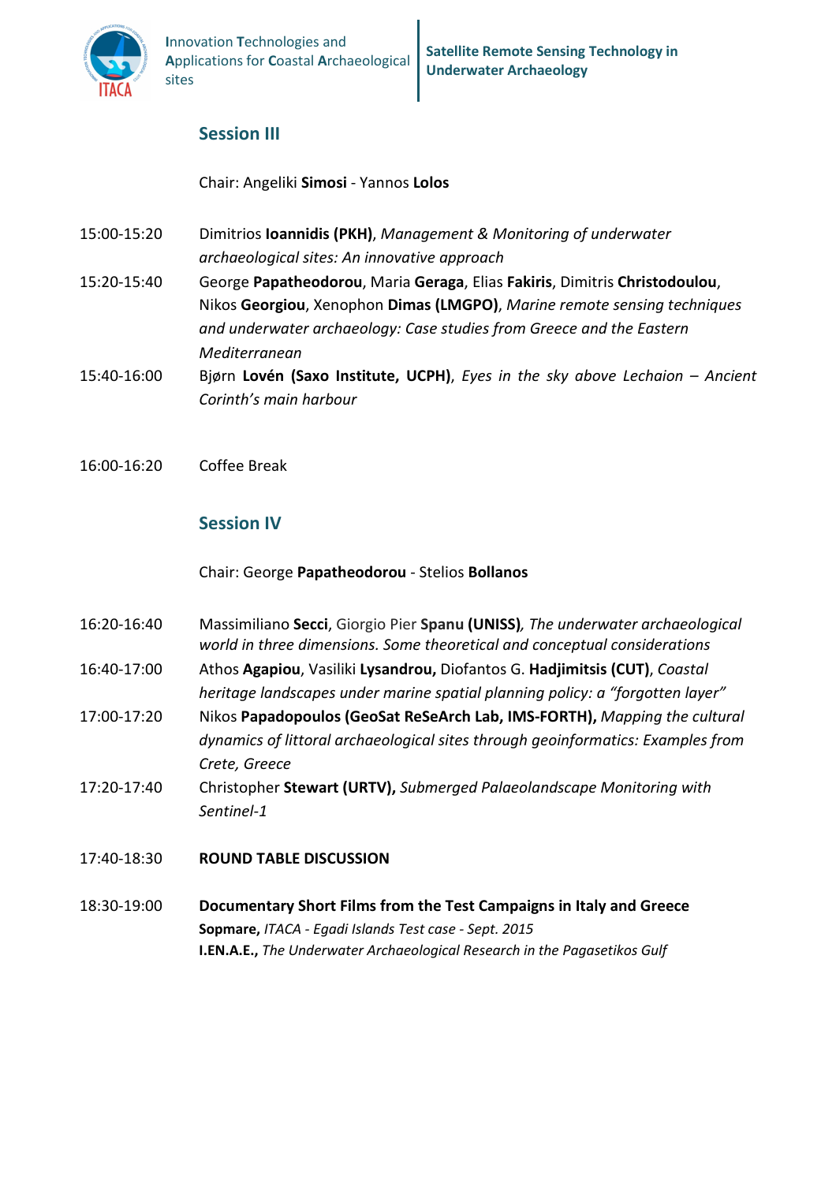## Session III

Chair: Angeliki **Simosi** - Yannos **Lolos**

15:00-15:20 Dimitrios **Ioannidis (PKH)**, *Management & Monitoring of underwater archaeological sites: An innovative approach*

15:20-15:40 George **Papatheodorou**, Maria **Geraga**, Elias **Fakiris**, Dimitris **Christodoulou**, Nikos **Georgiou**, Xenophon **Dimas (LMGPO)**, *Marine remote sensing techniques and underwater archaeology: Case studies from Greece and the Eastern Mediterranean*

15:40-16:00 Bjørn **Lovén (Saxo Institute, UCPH)**, *Eyes in the sky above Lechaion – Ancient Corinth's main harbour*

16:00-16:20 Coffee Break

## Session IV

Chair: George **Papatheodorou** - Stelios **Bollanos**

16:20-16:40 Massimiliano **Secci**, Giorgio Pier **Spanu (UNISS)**, *The underwater archaeological world in three dimensions. Some theoretical and conceptual considerations*

16:40-17:00 Athos **Agapiou**, Vasiliki **Lysandrou,** Diofantos G. **Hadjimitsis (CUT)**, *Coastal heritage landscapes under marine spatial planning policy: a "forgotten layer"*

17:00-17:20 Nikos **Papadopoulos (GeoSat ReSeArch Lab, IMS-FORTH),** *Mapping the cultural dynamics of littoral archaeological sites through geoinformatics: Examples from Crete, Greece*

17:20-17:40 Christopher **Stewart (URTV),** *Submerged Palaeolandscape Monitoring with Sentinel-1*

17:40-18:30 **ROUND TABLE DISCUSSION**

18:30-19:00 **Documentary Short Films from the Test Campaigns in Italy and Greece**

**Sopmare,** *ITACA - Egadi Islands Test case - Sept. 2015*

**I.EN.A.E.,** *The Underwater Archaeological Research in the Pagasetikos Gulf*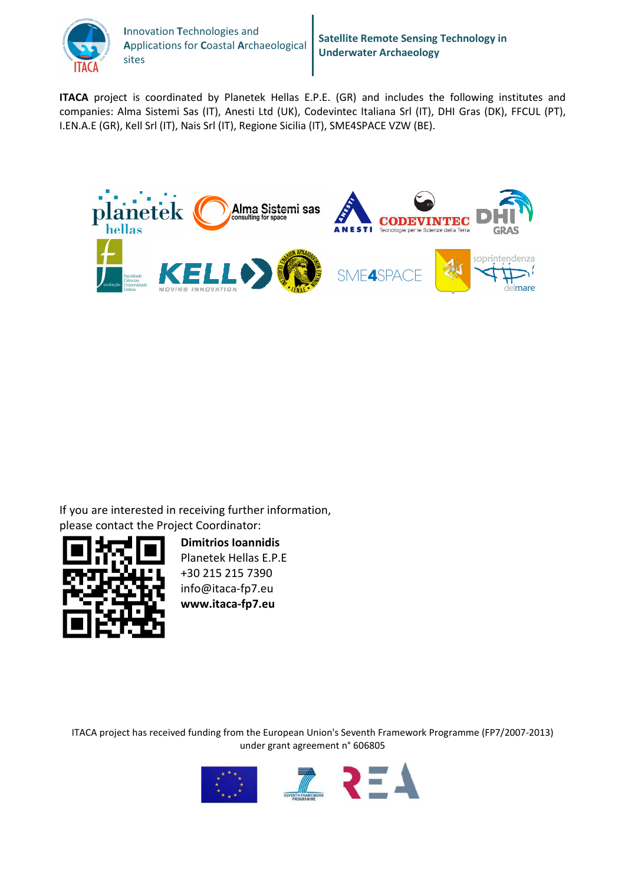**ITACA** project is coordinated by Planetek Hellas E.P.E. (GR) and includes the following institutes and companies: Alma Sistemi Sas (IT), Anesti Ltd (UK), Codevintec Italiana Srl (IT), DHI Gras (DK), FFCUL (PT), I.EN.A.E (GR), Kell Srl (IT), Nais Srl (IT), Regione Sicilia (IT), SME4SPACE VZW (BE).

If you are interested in receiving further information, please contact the Project Coordinator:

**Dimitrios Ioannidis**
Planetek Hellas E.P.E
+30 215 215 7390
info@itaca-fp7.eu
**www.itaca-fp7.eu**

ITACA project has received funding from the European Union's Seventh Framework Programme (FP7/2007-2013) under grant agreement n° 606805